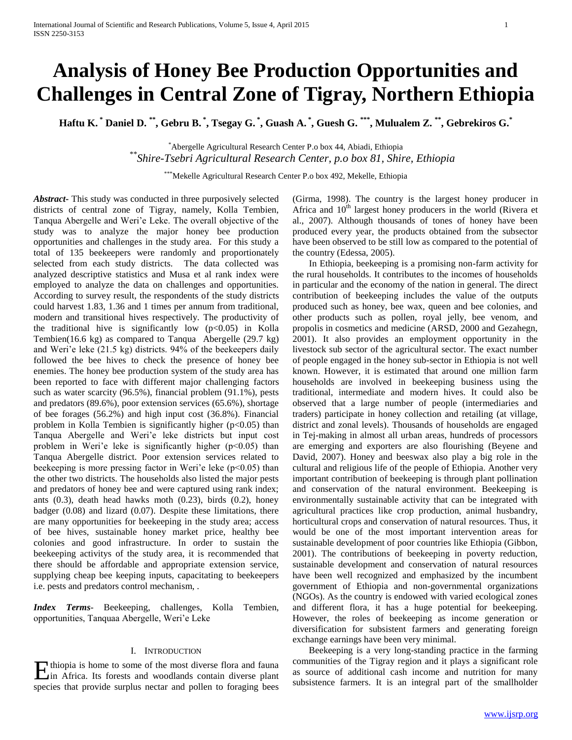# Analysis of Honey Bee Production Opportunities and Challenges in Central Zone of Tigray, Northern Ethiopia

**Haftu K.[*] Daniel D.[**], Gebru B.[*], Tsegay G.[*], Guash A.[*], Guesh G.[***], Mulualem Z.[**], Gebrekiros G.[*]**

[*]Abergelle Agricultural Research Center P.o box 44, Abiadi, Ethiopia
[**]*Shire-Tsebri Agricultural Research Center, p.o box 81, Shire, Ethiopia*

[***]Mekelle Agricultural Research Center P.o box 492, Mekelle, Ethiopia

***Abstract-*** This study was conducted in three purposively selected districts of central zone of Tigray, namely, Kolla Tembien, Tanqua Abergelle and Weri'e Leke. The overall objective of the study was to analyze the major honey bee production opportunities and challenges in the study area. For this study a total of 135 beekeepers were randomly and proportionately selected from each study districts. The data collected was analyzed descriptive statistics and Musa et al rank index were employed to analyze the data on challenges and opportunities. According to survey result, the respondents of the study districts could harvest 1.83, 1.36 and 1 times per annum from traditional, modern and transitional hives respectively. The productivity of the traditional hive is significantly low ($p<0.05$) in Kolla Tembien(16.6 kg) as compared to Tanqua Abergelle (29.7 kg) and Weri'e leke (21.5 kg) districts. 94% of the beekeepers daily followed the bee hives to check the presence of honey bee enemies. The honey bee production system of the study area has been reported to face with different major challenging factors such as water scarcity (96.5%), financial problem (91.1%), pests and predators (89.6%), poor extension services (65.6%), shortage of bee forages (56.2%) and high input cost (36.8%). Financial problem in Kolla Tembien is significantly higher ($p<0.05$) than Tanqua Abergelle and Weri'e leke districts but input cost problem in Weri'e leke is significantly higher ($p<0.05$) than Tanqua Abergelle district. Poor extension services related to beekeeping is more pressing factor in Weri'e leke ($p<0.05$) than the other two districts. The households also listed the major pests and predators of honey bee and were captured using rank index; ants (0.3), death head hawks moth (0.23), birds (0.2), honey badger (0.08) and lizard (0.07). Despite these limitations, there are many opportunities for beekeeping in the study area; access of bee hives, sustainable honey market price, healthy bee colonies and good infrastructure. In order to sustain the beekeeping activitys of the study area, it is recommended that there should be affordable and appropriate extension service, supplying cheap bee keeping inputs, capacitating to beekeepers i.e. pests and predators control mechanism, .

***Index Terms-*** Beekeeping, challenges, Kolla Tembien, opportunities, Tanquaa Abergelle, Weri'e Leke

## I. Introduction

Ethiopia is home to some of the most diverse flora and fauna in Africa. Its forests and woodlands contain diverse plant species that provide surplus nectar and pollen to foraging bees (Girma, 1998). The country is the largest honey producer in Africa and 10$^{th}$ largest honey producers in the world (Rivera et al., 2007). Although thousands of tones of honey have been produced every year, the products obtained from the subsector have been observed to be still low as compared to the potential of the country (Edessa, 2005).

In Ethiopia, beekeeping is a promising non-farm activity for the rural households. It contributes to the incomes of households in particular and the economy of the nation in general. The direct contribution of beekeeping includes the value of the outputs produced such as honey, bee wax, queen and bee colonies, and other products such as pollen, royal jelly, bee venom, and propolis in cosmetics and medicine (ARSD, 2000 and Gezahegn, 2001). It also provides an employment opportunity in the livestock sub sector of the agricultural sector. The exact number of people engaged in the honey sub-sector in Ethiopia is not well known. However, it is estimated that around one million farm households are involved in beekeeping business using the traditional, intermediate and modern hives. It could also be observed that a large number of people (intermediaries and traders) participate in honey collection and retailing (at village, district and zonal levels). Thousands of households are engaged in Tej-making in almost all urban areas, hundreds of processors are emerging and exporters are also flourishing (Beyene and David, 2007). Honey and beeswax also play a big role in the cultural and religious life of the people of Ethiopia. Another very important contribution of beekeeping is through plant pollination and conservation of the natural environment. Beekeeping is environmentally sustainable activity that can be integrated with agricultural practices like crop production, animal husbandry, horticultural crops and conservation of natural resources. Thus, it would be one of the most important intervention areas for sustainable development of poor countries like Ethiopia (Gibbon, 2001). The contributions of beekeeping in poverty reduction, sustainable development and conservation of natural resources have been well recognized and emphasized by the incumbent government of Ethiopia and non-governmental organizations (NGOs). As the country is endowed with varied ecological zones and different flora, it has a huge potential for beekeeping. However, the roles of beekeeping as income generation or diversification for subsistent farmers and generating foreign exchange earnings have been very minimal.

Beekeeping is a very long-standing practice in the farming communities of the Tigray region and it plays a significant role as source of additional cash income and nutrition for many subsistence farmers. It is an integral part of the smallholder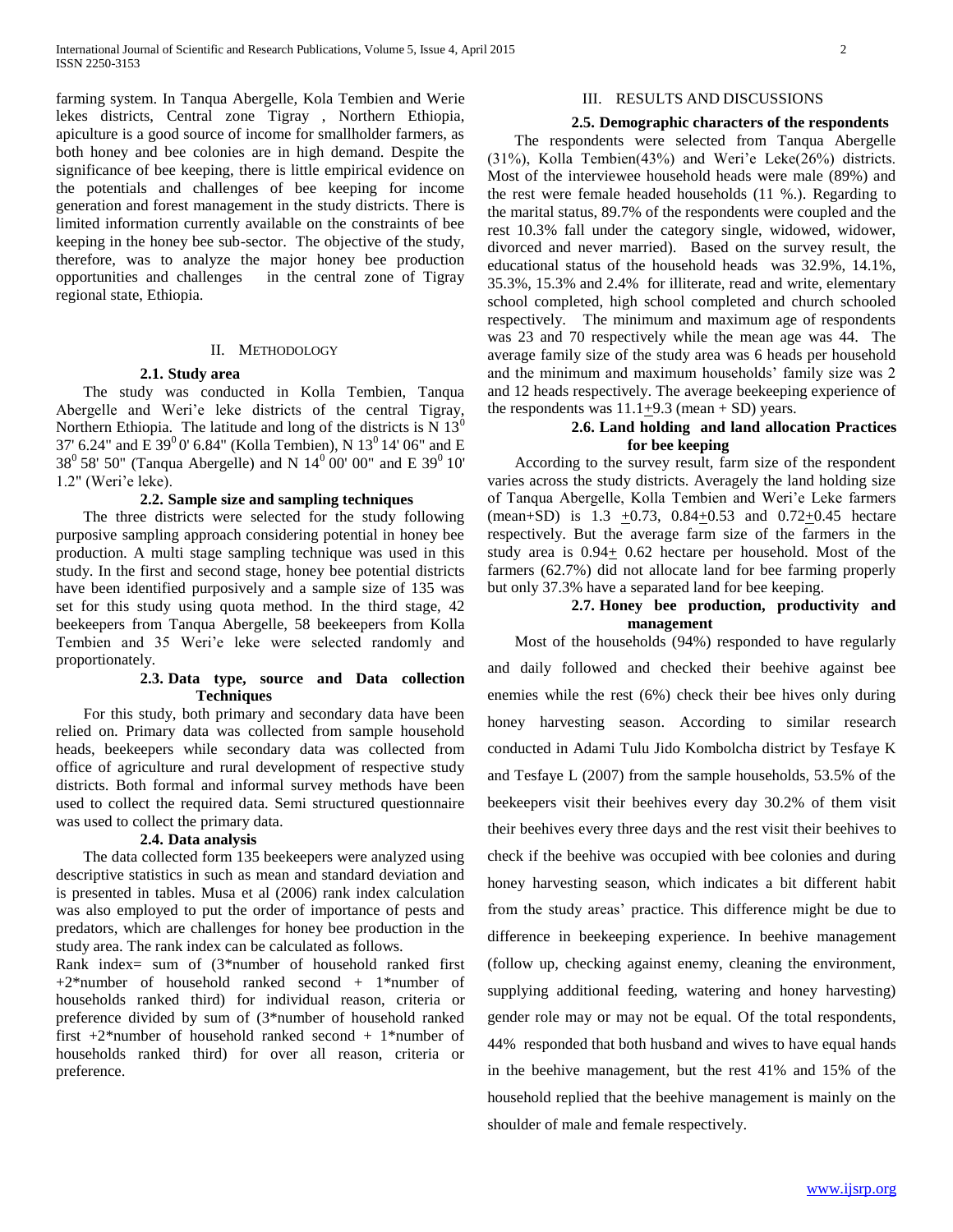farming system. In Tanqua Abergelle, Kola Tembien and Werie lekes districts, Central zone Tigray , Northern Ethiopia, apiculture is a good source of income for smallholder farmers, as both honey and bee colonies are in high demand. Despite the significance of bee keeping, there is little empirical evidence on the potentials and challenges of bee keeping for income generation and forest management in the study districts. There is limited information currently available on the constraints of bee keeping in the honey bee sub-sector. The objective of the study, therefore, was to analyze the major honey bee production opportunities and challenges in the central zone of Tigray regional state, Ethiopia.

## II. Methodology

### 2.1. Study area

The study was conducted in Kolla Tembien, Tanqua Abergelle and Weri'e leke districts of the central Tigray, Northern Ethiopia. The latitude and long of the districts is N $13^0$ 37' 6.24" and E $39^0$ 0' 6.84" (Kolla Tembien), N $13^0$ 14' 06" and E $38^0$ 58' 50" (Tanqua Abergelle) and N $14^0$ 00' 00" and E $39^0$ 10' 1.2" (Weri'e leke).

### 2.2. Sample size and sampling techniques

The three districts were selected for the study following purposive sampling approach considering potential in honey bee production. A multi stage sampling technique was used in this study. In the first and second stage, honey bee potential districts have been identified purposively and a sample size of 135 was set for this study using quota method. In the third stage, 42 beekeepers from Tanqua Abergelle, 58 beekeepers from Kolla Tembien and 35 Weri'e leke were selected randomly and proportionately.

### 2.3. Data type, source and Data collection Techniques

For this study, both primary and secondary data have been relied on. Primary data was collected from sample household heads, beekeepers while secondary data was collected from office of agriculture and rural development of respective study districts. Both formal and informal survey methods have been used to collect the required data. Semi structured questionnaire was used to collect the primary data.

### 2.4. Data analysis

The data collected form 135 beekeepers were analyzed using descriptive statistics in such as mean and standard deviation and is presented in tables. Musa et al (2006) rank index calculation was also employed to put the order of importance of pests and predators, which are challenges for honey bee production in the study area. The rank index can be calculated as follows.

Rank index= sum of (3*number of household ranked first +2*number of household ranked second + 1*number of households ranked third) for individual reason, criteria or preference divided by sum of (3*number of household ranked first +2*number of household ranked second + 1*number of households ranked third) for over all reason, criteria or preference.

## III. Results and Discussions

### 2.5. Demographic characters of the respondents

The respondents were selected from Tanqua Abergelle (31%), Kolla Tembien(43%) and Weri'e Leke(26%) districts. Most of the interviewee household heads were male (89%) and the rest were female headed households (11 %.). Regarding to the marital status, 89.7% of the respondents were coupled and the rest 10.3% fall under the category single, widowed, widower, divorced and never married). Based on the survey result, the educational status of the household heads was 32.9%, 14.1%, 35.3%, 15.3% and 2.4% for illiterate, read and write, elementary school completed, high school completed and church schooled respectively. The minimum and maximum age of respondents was 23 and 70 respectively while the mean age was 44. The average family size of the study area was 6 heads per household and the minimum and maximum households' family size was 2 and 12 heads respectively. The average beekeeping experience of the respondents was $11.1\pm9.3$ (mean + SD) years.

### 2.6. Land holding and land allocation Practices for bee keeping

According to the survey result, farm size of the respondent varies across the study districts. Averagely the land holding size of Tanqua Abergelle, Kolla Tembien and Weri'e Leke farmers (mean+SD) is $1.3 \pm 0.73$, $0.84\pm0.53$ and $0.72\pm0.45$ hectare respectively. But the average farm size of the farmers in the study area is $0.94\pm$ 0.62 hectare per household. Most of the farmers (62.7%) did not allocate land for bee farming properly but only 37.3% have a separated land for bee keeping.

### 2.7. Honey bee production, productivity and management

Most of the households (94%) responded to have regularly and daily followed and checked their beehive against bee enemies while the rest (6%) check their bee hives only during honey harvesting season. According to similar research conducted in Adami Tulu Jido Kombolcha district by Tesfaye K and Tesfaye L (2007) from the sample households, 53.5% of the beekeepers visit their beehives every day 30.2% of them visit their beehives every three days and the rest visit their beehives to check if the beehive was occupied with bee colonies and during honey harvesting season, which indicates a bit different habit from the study areas' practice. This difference might be due to difference in beekeeping experience. In beehive management (follow up, checking against enemy, cleaning the environment, supplying additional feeding, watering and honey harvesting) gender role may or may not be equal. Of the total respondents, 44% responded that both husband and wives to have equal hands in the beehive management, but the rest 41% and 15% of the household replied that the beehive management is mainly on the shoulder of male and female respectively.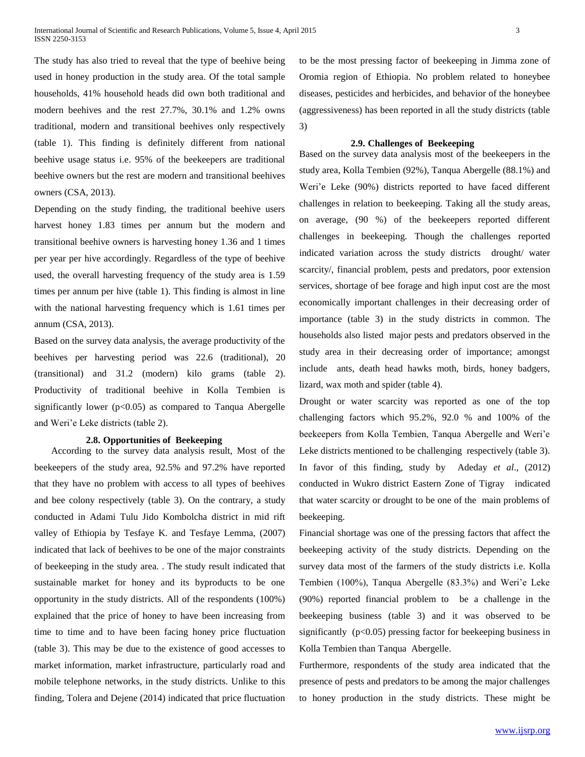The study has also tried to reveal that the type of beehive being used in honey production in the study area. Of the total sample households, 41% household heads did own both traditional and modern beehives and the rest 27.7%, 30.1% and 1.2% owns traditional, modern and transitional beehives only respectively (table 1). This finding is definitely different from national beehive usage status i.e. 95% of the beekeepers are traditional beehive owners but the rest are modern and transitional beehives owners (CSA, 2013).

Depending on the study finding, the traditional beehive users harvest honey 1.83 times per annum but the modern and transitional beehive owners is harvesting honey 1.36 and 1 times per year per hive accordingly. Regardless of the type of beehive used, the overall harvesting frequency of the study area is 1.59 times per annum per hive (table 1). This finding is almost in line with the national harvesting frequency which is 1.61 times per annum (CSA, 2013).

Based on the survey data analysis, the average productivity of the beehives per harvesting period was 22.6 (traditional), 20 (transitional) and 31.2 (modern) kilo grams (table 2). Productivity of traditional beehive in Kolla Tembien is significantly lower ($p<0.05$) as compared to Tanqua Abergelle and Weri'e Leke districts (table 2).

### 2.8. Opportunities of Beekeeping

According to the survey data analysis result, Most of the beekeepers of the study area, 92.5% and 97.2% have reported that they have no problem with access to all types of beehives and bee colony respectively (table 3). On the contrary, a study conducted in Adami Tulu Jido Kombolcha district in mid rift valley of Ethiopia by Tesfaye K. and Tesfaye Lemma, (2007) indicated that lack of beehives to be one of the major constraints of beekeeping in the study area. . The study result indicated that sustainable market for honey and its byproducts to be one opportunity in the study districts. All of the respondents (100%) explained that the price of honey to have been increasing from time to time and to have been facing honey price fluctuation (table 3). This may be due to the existence of good accesses to market information, market infrastructure, particularly road and mobile telephone networks, in the study districts. Unlike to this finding, Tolera and Dejene (2014) indicated that price fluctuation to be the most pressing factor of beekeeping in Jimma zone of Oromia region of Ethiopia. No problem related to honeybee diseases, pesticides and herbicides, and behavior of the honeybee (aggressiveness) has been reported in all the study districts (table 3)

### 2.9. Challenges of Beekeeping

Based on the survey data analysis most of the beekeepers in the study area, Kolla Tembien (92%), Tanqua Abergelle (88.1%) and Weri'e Leke (90%) districts reported to have faced different challenges in relation to beekeeping. Taking all the study areas, on average, (90 %) of the beekeepers reported different challenges in beekeeping. Though the challenges reported indicated variation across the study districts drought/ water scarcity/, financial problem, pests and predators, poor extension services, shortage of bee forage and high input cost are the most economically important challenges in their decreasing order of importance (table 3) in the study districts in common. The households also listed major pests and predators observed in the study area in their decreasing order of importance; amongst include ants, death head hawks moth, birds, honey badgers, lizard, wax moth and spider (table 4).

Drought or water scarcity was reported as one of the top challenging factors which 95.2%, 92.0 % and 100% of the beekeepers from Kolla Tembien, Tanqua Abergelle and Weri'e Leke districts mentioned to be challenging respectively (table 3). In favor of this finding, study by Adeday *et al*., (2012) conducted in Wukro district Eastern Zone of Tigray indicated that water scarcity or drought to be one of the main problems of beekeeping.

Financial shortage was one of the pressing factors that affect the beekeeping activity of the study districts. Depending on the survey data most of the farmers of the study districts i.e. Kolla Tembien (100%), Tanqua Abergelle (83.3%) and Weri'e Leke (90%) reported financial problem to be a challenge in the beekeeping business (table 3) and it was observed to be significantly ($p<0.05$) pressing factor for beekeeping business in Kolla Tembien than Tanqua Abergelle.

Furthermore, respondents of the study area indicated that the presence of pests and predators to be among the major challenges to honey production in the study districts. These might be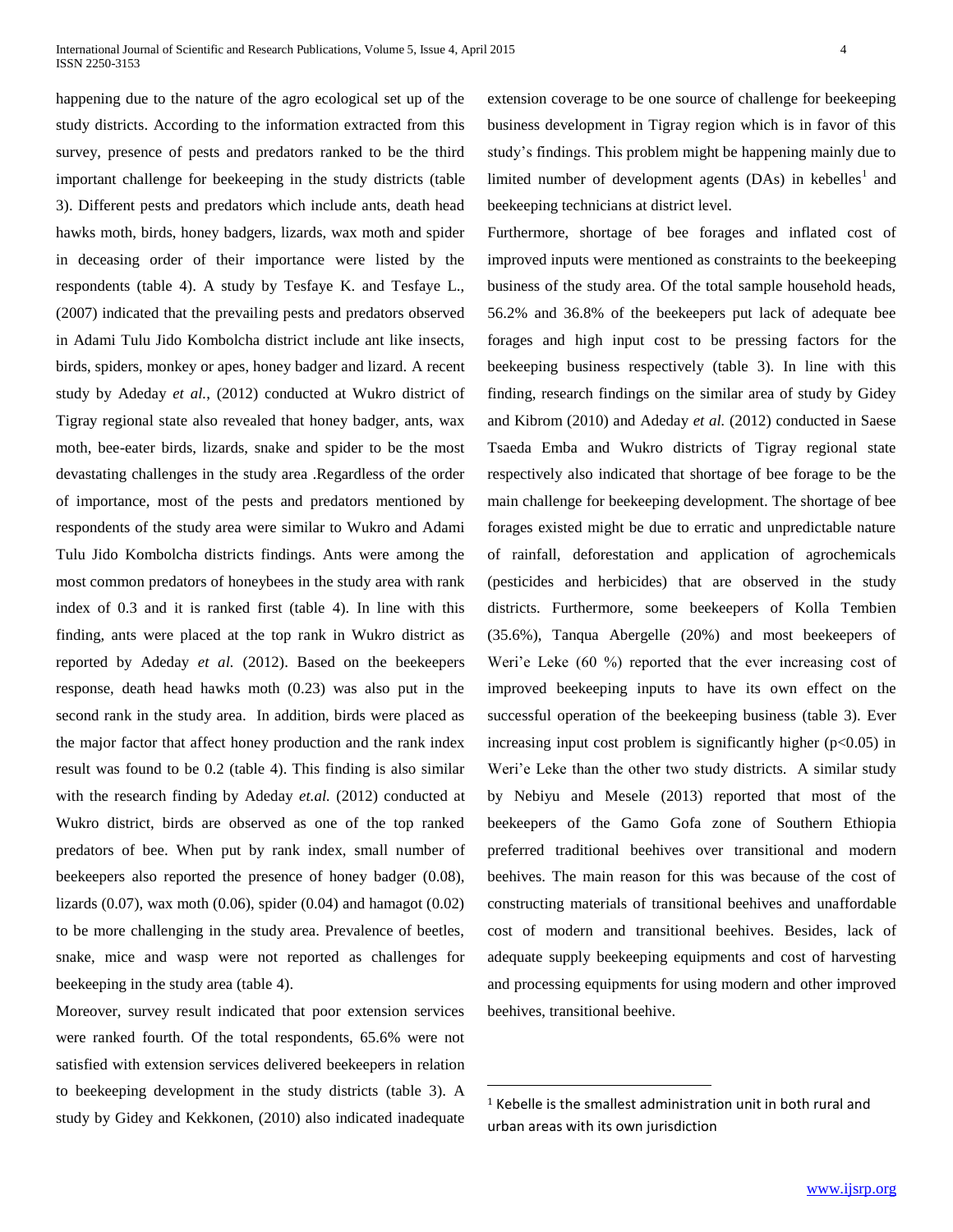happening due to the nature of the agro ecological set up of the study districts. According to the information extracted from this survey, presence of pests and predators ranked to be the third important challenge for beekeeping in the study districts (table 3). Different pests and predators which include ants, death head hawks moth, birds, honey badgers, lizards, wax moth and spider in deceasing order of their importance were listed by the respondents (table 4). A study by Tesfaye K. and Tesfaye L., (2007) indicated that the prevailing pests and predators observed in Adami Tulu Jido Kombolcha district include ant like insects, birds, spiders, monkey or apes, honey badger and lizard. A recent study by Adeday *et al.*, (2012) conducted at Wukro district of Tigray regional state also revealed that honey badger, ants, wax moth, bee-eater birds, lizards, snake and spider to be the most devastating challenges in the study area .Regardless of the order of importance, most of the pests and predators mentioned by respondents of the study area were similar to Wukro and Adami Tulu Jido Kombolcha districts findings. Ants were among the most common predators of honeybees in the study area with rank index of 0.3 and it is ranked first (table 4). In line with this finding, ants were placed at the top rank in Wukro district as reported by Adeday *et al.* (2012). Based on the beekeepers response, death head hawks moth (0.23) was also put in the second rank in the study area. In addition, birds were placed as the major factor that affect honey production and the rank index result was found to be 0.2 (table 4). This finding is also similar with the research finding by Adeday *et.al.* (2012) conducted at Wukro district, birds are observed as one of the top ranked predators of bee. When put by rank index, small number of beekeepers also reported the presence of honey badger (0.08), lizards (0.07), wax moth (0.06), spider (0.04) and hamagot (0.02) to be more challenging in the study area. Prevalence of beetles, snake, mice and wasp were not reported as challenges for beekeeping in the study area (table 4).

Moreover, survey result indicated that poor extension services were ranked fourth. Of the total respondents, 65.6% were not satisfied with extension services delivered beekeepers in relation to beekeeping development in the study districts (table 3). A study by Gidey and Kekkonen, (2010) also indicated inadequate extension coverage to be one source of challenge for beekeeping business development in Tigray region which is in favor of this study's findings. This problem might be happening mainly due to limited number of development agents (DAs) in kebelles[1] and beekeeping technicians at district level.

Furthermore, shortage of bee forages and inflated cost of improved inputs were mentioned as constraints to the beekeeping business of the study area. Of the total sample household heads, 56.2% and 36.8% of the beekeepers put lack of adequate bee forages and high input cost to be pressing factors for the beekeeping business respectively (table 3). In line with this finding, research findings on the similar area of study by Gidey and Kibrom (2010) and Adeday *et al.* (2012) conducted in Saese Tsaeda Emba and Wukro districts of Tigray regional state respectively also indicated that shortage of bee forage to be the main challenge for beekeeping development. The shortage of bee forages existed might be due to erratic and unpredictable nature of rainfall, deforestation and application of agrochemicals (pesticides and herbicides) that are observed in the study districts. Furthermore, some beekeepers of Kolla Tembien (35.6%), Tanqua Abergelle (20%) and most beekeepers of Weri'e Leke (60 %) reported that the ever increasing cost of improved beekeeping inputs to have its own effect on the successful operation of the beekeeping business (table 3). Ever increasing input cost problem is significantly higher ($p<0.05$) in Weri'e Leke than the other two study districts. A similar study by Nebiyu and Mesele (2013) reported that most of the beekeepers of the Gamo Gofa zone of Southern Ethiopia preferred traditional beehives over transitional and modern beehives. The main reason for this was because of the cost of constructing materials of transitional beehives and unaffordable cost of modern and transitional beehives. Besides, lack of adequate supply beekeeping equipments and cost of harvesting and processing equipments for using modern and other improved beehives, transitional beehive.

[1] Kebelle is the smallest administration unit in both rural and urban areas with its own jurisdiction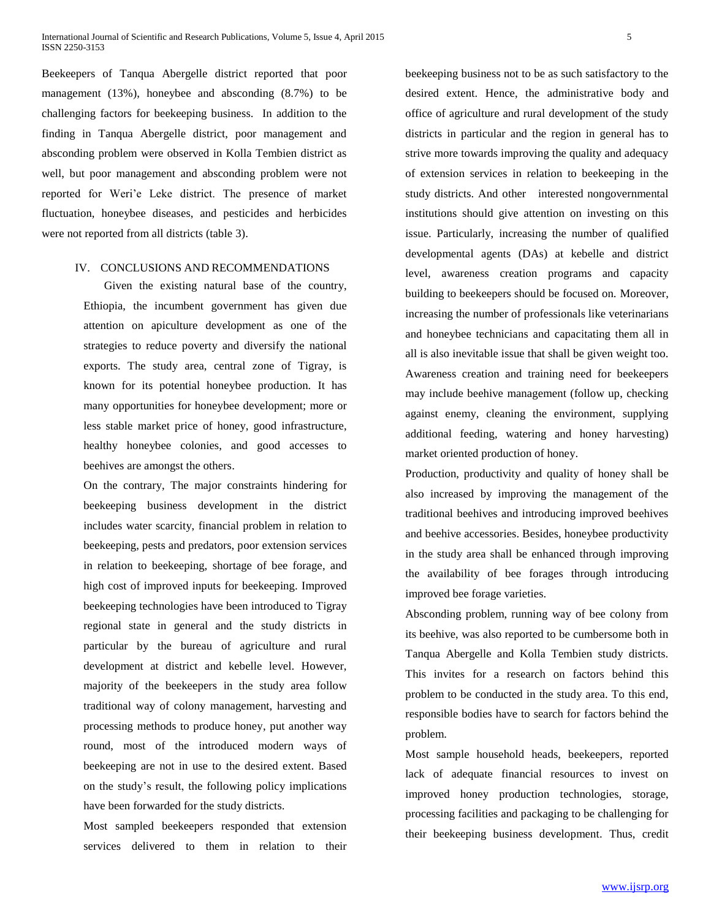Beekeepers of Tanqua Abergelle district reported that poor management (13%), honeybee and absconding (8.7%) to be challenging factors for beekeeping business. In addition to the finding in Tanqua Abergelle district, poor management and absconding problem were observed in Kolla Tembien district as well, but poor management and absconding problem were not reported for Weri'e Leke district. The presence of market fluctuation, honeybee diseases, and pesticides and herbicides were not reported from all districts (table 3).

## IV. CONCLUSIONS AND RECOMMENDATIONS

Given the existing natural base of the country, Ethiopia, the incumbent government has given due attention on apiculture development as one of the strategies to reduce poverty and diversify the national exports. The study area, central zone of Tigray, is known for its potential honeybee production. It has many opportunities for honeybee development; more or less stable market price of honey, good infrastructure, healthy honeybee colonies, and good accesses to beehives are amongst the others.

On the contrary, The major constraints hindering for beekeeping business development in the district includes water scarcity, financial problem in relation to beekeeping, pests and predators, poor extension services in relation to beekeeping, shortage of bee forage, and high cost of improved inputs for beekeeping. Improved beekeeping technologies have been introduced to Tigray regional state in general and the study districts in particular by the bureau of agriculture and rural development at district and kebelle level. However, majority of the beekeepers in the study area follow traditional way of colony management, harvesting and processing methods to produce honey, put another way round, most of the introduced modern ways of beekeeping are not in use to the desired extent. Based on the study's result, the following policy implications have been forwarded for the study districts.

Most sampled beekeepers responded that extension services delivered to them in relation to their beekeeping business not to be as such satisfactory to the desired extent. Hence, the administrative body and office of agriculture and rural development of the study districts in particular and the region in general has to strive more towards improving the quality and adequacy of extension services in relation to beekeeping in the study districts. And other interested nongovernmental institutions should give attention on investing on this issue. Particularly, increasing the number of qualified developmental agents (DAs) at kebelle and district level, awareness creation programs and capacity building to beekeepers should be focused on. Moreover, increasing the number of professionals like veterinarians and honeybee technicians and capacitating them all in all is also inevitable issue that shall be given weight too. Awareness creation and training need for beekeepers may include beehive management (follow up, checking against enemy, cleaning the environment, supplying additional feeding, watering and honey harvesting) market oriented production of honey.

Production, productivity and quality of honey shall be also increased by improving the management of the traditional beehives and introducing improved beehives and beehive accessories. Besides, honeybee productivity in the study area shall be enhanced through improving the availability of bee forages through introducing improved bee forage varieties.

Absconding problem, running way of bee colony from its beehive, was also reported to be cumbersome both in Tanqua Abergelle and Kolla Tembien study districts. This invites for a research on factors behind this problem to be conducted in the study area. To this end, responsible bodies have to search for factors behind the problem.

Most sample household heads, beekeepers, reported lack of adequate financial resources to invest on improved honey production technologies, storage, processing facilities and packaging to be challenging for their beekeeping business development. Thus, credit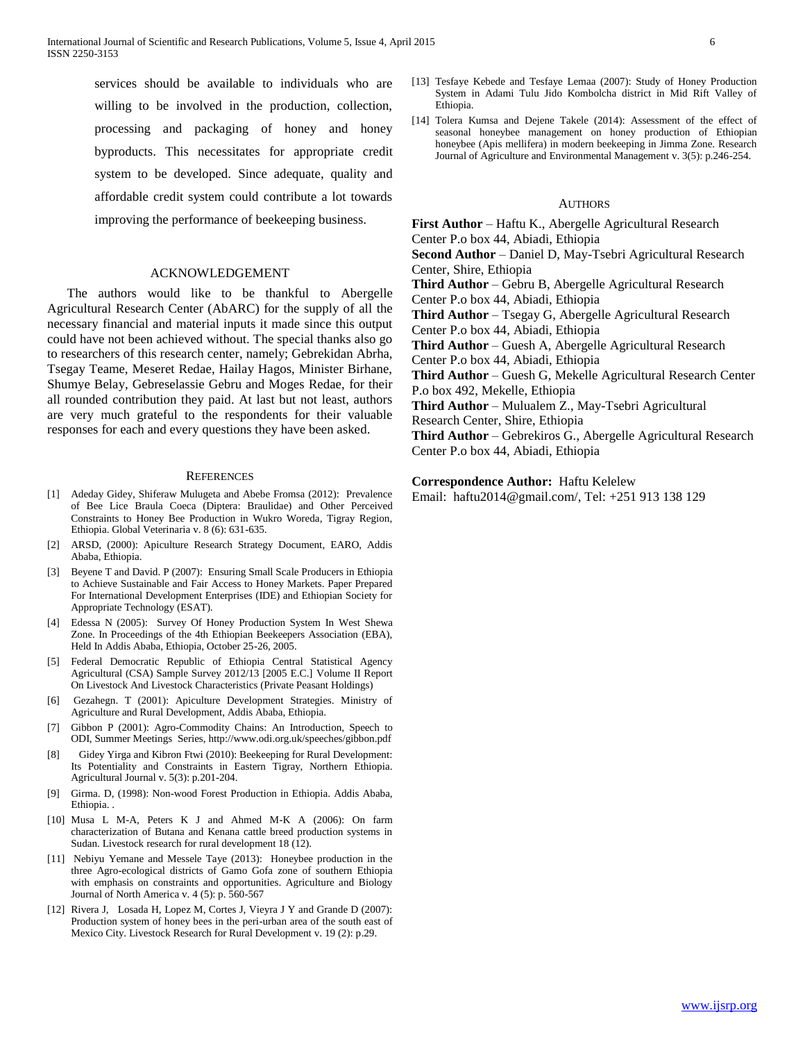services should be available to individuals who are willing to be involved in the production, collection, processing and packaging of honey and honey byproducts. This necessitates for appropriate credit system to be developed. Since adequate, quality and affordable credit system could contribute a lot towards improving the performance of beekeeping business.

## ACKNOWLEDGEMENT

The authors would like to be thankful to Abergelle Agricultural Research Center (AbARC) for the supply of all the necessary financial and material inputs it made since this output could have not been achieved without. The special thanks also go to researchers of this research center, namely; Gebrekidan Abrha, Tsegay Teame, Meseret Redae, Hailay Hagos, Minister Birhane, Shumye Belay, Gebreselassie Gebru and Moges Redae, for their all rounded contribution they paid. At last but not least, authors are very much grateful to the respondents for their valuable responses for each and every questions they have been asked.

## REFERENCES

[1] Adeday Gidey, Shiferaw Mulugeta and Abebe Fromsa (2012): Prevalence of Bee Lice Braula Coeca (Diptera: Braulidae) and Other Perceived Constraints to Honey Bee Production in Wukro Woreda, Tigray Region, Ethiopia. Global Veterinaria v. 8 (6): 631-635.

[2] ARSD, (2000): Apiculture Research Strategy Document, EARO, Addis Ababa, Ethiopia.

[3] Beyene T and David. P (2007): Ensuring Small Scale Producers in Ethiopia to Achieve Sustainable and Fair Access to Honey Markets. Paper Prepared For International Development Enterprises (IDE) and Ethiopian Society for Appropriate Technology (ESAT).

[4] Edessa N (2005): Survey Of Honey Production System In West Shewa Zone. In Proceedings of the 4th Ethiopian Beekeepers Association (EBA), Held In Addis Ababa, Ethiopia, October 25-26, 2005.

[5] Federal Democratic Republic of Ethiopia Central Statistical Agency Agricultural (CSA) Sample Survey 2012/13 [2005 E.C.] Volume II Report On Livestock And Livestock Characteristics (Private Peasant Holdings)

[6] Gezahegn. T (2001): Apiculture Development Strategies. Ministry of Agriculture and Rural Development, Addis Ababa, Ethiopia.

[7] Gibbon P (2001): Agro-Commodity Chains: An Introduction, Speech to ODI, Summer Meetings Series, http://www.odi.org.uk/speeches/gibbon.pdf

[8] Gidey Yirga and Kibron Ftwi (2010): Beekeeping for Rural Development: Its Potentiality and Constraints in Eastern Tigray, Northern Ethiopia. Agricultural Journal v. 5(3): p.201-204.

[9] Girma. D, (1998): Non-wood Forest Production in Ethiopia. Addis Ababa, Ethiopia. .

[10] Musa L M-A, Peters K J and Ahmed M-K A (2006): On farm characterization of Butana and Kenana cattle breed production systems in Sudan. Livestock research for rural development 18 (12).

[11] Nebiyu Yemane and Messele Taye (2013): Honeybee production in the three Agro-ecological districts of Gamo Gofa zone of southern Ethiopia with emphasis on constraints and opportunities. Agriculture and Biology Journal of North America v. 4 (5): p. 560-567

[12] Rivera J, Losada H, Lopez M, Cortes J, Vieyra J Y and Grande D (2007): Production system of honey bees in the peri-urban area of the south east of Mexico City. Livestock Research for Rural Development v. 19 (2): p.29.

[13] Tesfaye Kebede and Tesfaye Lemaa (2007): Study of Honey Production System in Adami Tulu Jido Kombolcha district in Mid Rift Valley of Ethiopia.

[14] Tolera Kumsa and Dejene Takele (2014): Assessment of the effect of seasonal honeybee management on honey production of Ethiopian honeybee (Apis mellifera) in modern beekeeping in Jimma Zone. Research Journal of Agriculture and Environmental Management v. 3(5): p.246-254.

## AUTHORS

**First Author** – Haftu K., Abergelle Agricultural Research Center P.o box 44, Abiadi, Ethiopia

**Second Author** – Daniel D, May-Tsebri Agricultural Research Center, Shire, Ethiopia

**Third Author** – Gebru B, Abergelle Agricultural Research Center P.o box 44, Abiadi, Ethiopia

**Third Author** – Tsegay G, Abergelle Agricultural Research Center P.o box 44, Abiadi, Ethiopia

**Third Author** – Guesh A, Abergelle Agricultural Research Center P.o box 44, Abiadi, Ethiopia

**Third Author** – Guesh G, Mekelle Agricultural Research Center P.o box 492, Mekelle, Ethiopia

**Third Author** – Mulualem Z., May-Tsebri Agricultural Research Center, Shire, Ethiopia

**Third Author** – Gebrekiros G., Abergelle Agricultural Research Center P.o box 44, Abiadi, Ethiopia

**Correspondence Author:** Haftu Kelelew
Email: haftu2014@gmail.com/, Tel: +251 913 138 129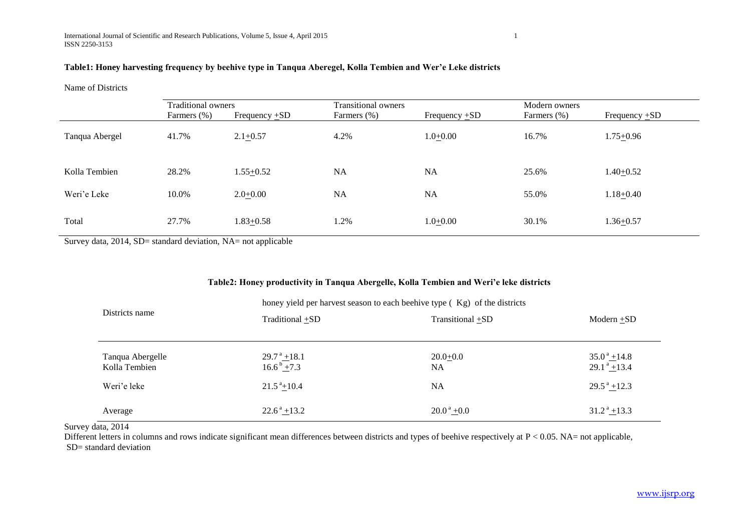**Table1: Honey harvesting frequency by beehive type in Tanqua Aberegel, Kolla Tembien and Wer'e Leke districts**

| Name of Districts | Traditional owners | | Transitional owners | | Modern owners | |
|---|---|---|---|---|---|---|
| | Farmers (%) | Frequency $\pm$SD | Farmers (%) | Frequency $\pm$SD | Farmers (%) | Frequency $\pm$SD |
| Tanqua Abergel | 41.7% | 2.1$\pm$0.57 | 4.2% | 1.0$\pm$0.00 | 16.7% | 1.75$\pm$0.96 |
| Kolla Tembien | 28.2% | 1.55$\pm$0.52 | NA | NA | 25.6% | 1.40$\pm$0.52 |
| Weri'e Leke | 10.0% | 2.0$\pm$0.00 | NA | NA | 55.0% | 1.18$\pm$0.40 |
| Total | 27.7% | 1.83$\pm$0.58 | 1.2% | 1.0$\pm$0.00 | 30.1% | 1.36$\pm$0.57 |

Survey data, 2014, SD= standard deviation, NA= not applicable

**Table2: Honey productivity in Tanqua Abergelle, Kolla Tembien and Weri'e leke districts**

| Districts name | honey yield per harvest season to each beehive type ( Kg) of the districts | | |
|---|---|---|---|
| | Traditional $\pm$SD | Transitional $\pm$SD | Modern $\pm$SD |
| Tanqua Abergelle | $29.7^{a} \pm 18.1$ | $20.0 \pm 0.0$ | $35.0^{a} \pm 14.8$ |
| Kolla Tembien | $16.6^{b} \pm 7.3$ | NA | $29.1^{a} \pm 13.4$ |
| Weri'e leke | $21.5^{a} \pm 10.4$ | NA | $29.5^{a} \pm 12.3$ |
| Average | $22.6^{a} \pm 13.2$ | $20.0^{a} \pm 0.0$ | $31.2^{a} \pm 13.3$ |

Survey data, 2014

Different letters in columns and rows indicate significant mean differences between districts and types of beehive respectively at $P < 0.05$. NA= not applicable, SD= standard deviation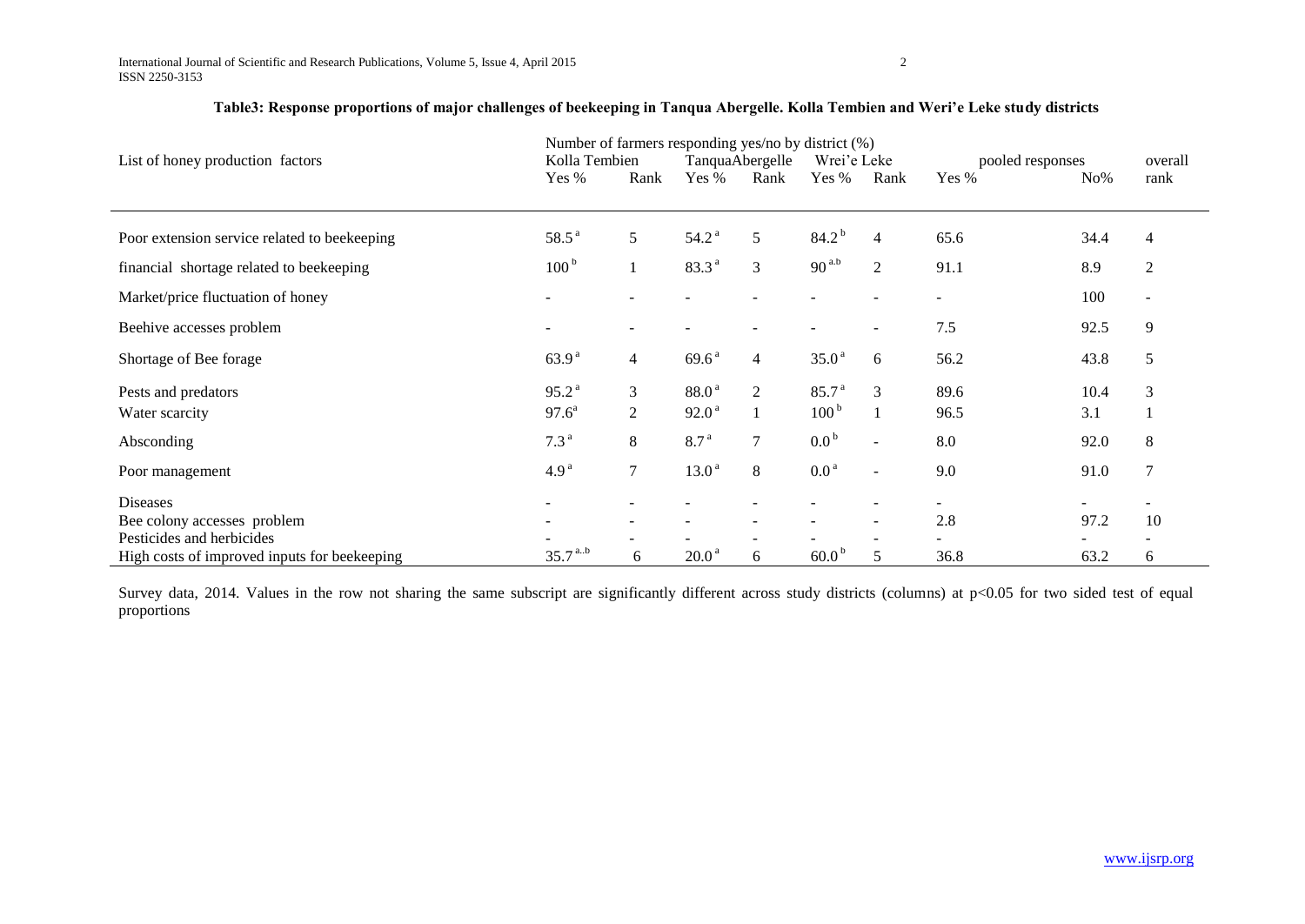**Table3: Response proportions of major challenges of beekeeping in Tanqua Abergelle. Kolla Tembien and Weri'e Leke study districts**

| List of honey production factors | Number of farmers responding yes/no by district (%) | | | | | | | | |
|---|---|---|---|---|---|---|---|---|---|
| | Kolla Tembien | | TanquaAbergelle | | Wrei'e Leke | | pooled responses | | overall |
| | Yes % | Rank | Yes % | Rank | Yes % | Rank | Yes % | No% | rank |
| Poor extension service related to beekeeping | 58.5 [a] | 5 | 54.2 [a] | 5 | 84.2 [b] | 4 | 65.6 | 34.4 | 4 |
| financial shortage related to beekeeping | 100 [b] | 1 | 83.3 [a] | 3 | 90 [a.b] | 2 | 91.1 | 8.9 | 2 |
| Market/price fluctuation of honey | - | - | - | - | - | - | - | 100 | - |
| Beehive accesses problem | - | - | - | - | - | - | 7.5 | 92.5 | 9 |
| Shortage of Bee forage | 63.9 [a] | 4 | 69.6 [a] | 4 | 35.0 [a] | 6 | 56.2 | 43.8 | 5 |
| Pests and predators | 95.2 [a] | 3 | 88.0 [a] | 2 | 85.7 [a] | 3 | 89.6 | 10.4 | 3 |
| Water scarcity | 97.6 [a] | 2 | 92.0 [a] | 1 | 100 [b] | 1 | 96.5 | 3.1 | 1 |
| Absconding | 7.3 [a] | 8 | 8.7 [a] | 7 | 0.0 [b] | - | 8.0 | 92.0 | 8 |
| Poor management | 4.9 [a] | 7 | 13.0 [a] | 8 | 0.0 [a] | - | 9.0 | 91.0 | 7 |
| Diseases | - | - | - | - | - | - | - | - | - |
| Bee colony accesses problem | - | - | - | - | - | - | 2.8 | 97.2 | 10 |
| Pesticides and herbicides | - | - | - | - | - | - | - | - | - |
| High costs of improved inputs for beekeeping | 35.7 [a..b] | 6 | 20.0 [a] | 6 | 60.0 [b] | 5 | 36.8 | 63.2 | 6 |

Survey data, 2014. Values in the row not sharing the same subscript are significantly different across study districts (columns) at $p<0.05$ for two sided test of equal proportions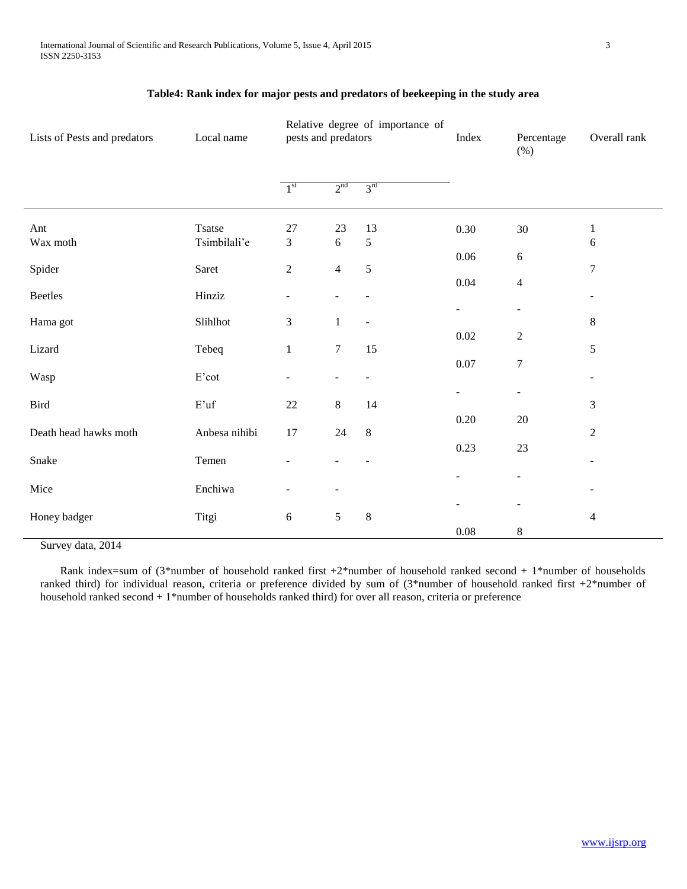**Table4: Rank index for major pests and predators of beekeeping in the study area**

| Lists of Pests and predators | Local name | Relative degree of importance of pests and predators | | | Index | Percentage (%) | Overall rank |
|---|---|---|---|---|---|---|---|
| | | 1st | 2nd | 3rd | | | |
| Ant | Tsatse | 27 | 23 | 13 | 0.30 | 30 | 1 |
| Wax moth | Tsimbilali'e | 3 | 6 | 5 | 0.06 | 6 | 6 |
| Spider | Saret | 2 | 4 | 5 | 0.04 | 4 | 7 |
| Beetles | Hinziz | - | - | - | - | - | - |
| Hama got | Slihlhot | 3 | 1 | - | 0.02 | 2 | 8 |
| Lizard | Tebeq | 1 | 7 | 15 | 0.07 | 7 | 5 |
| Wasp | E'cot | - | - | - | - | - | - |
| Bird | E'uf | 22 | 8 | 14 | 0.20 | 20 | 3 |
| Death head hawks moth | Anbesa nihibi | 17 | 24 | 8 | 0.23 | 23 | 2 |
| Snake | Temen | - | - | - | - | - | - |
| Mice | Enchiwa | - | - | | - | - | - |
| Honey badger | Titgi | 6 | 5 | 8 | 0.08 | 8 | 4 |

Survey data, 2014

Rank index=sum of (3*number of household ranked first +2*number of household ranked second + 1*number of households ranked third) for individual reason, criteria or preference divided by sum of (3*number of household ranked first +2*number of household ranked second + 1*number of households ranked third) for over all reason, criteria or preference